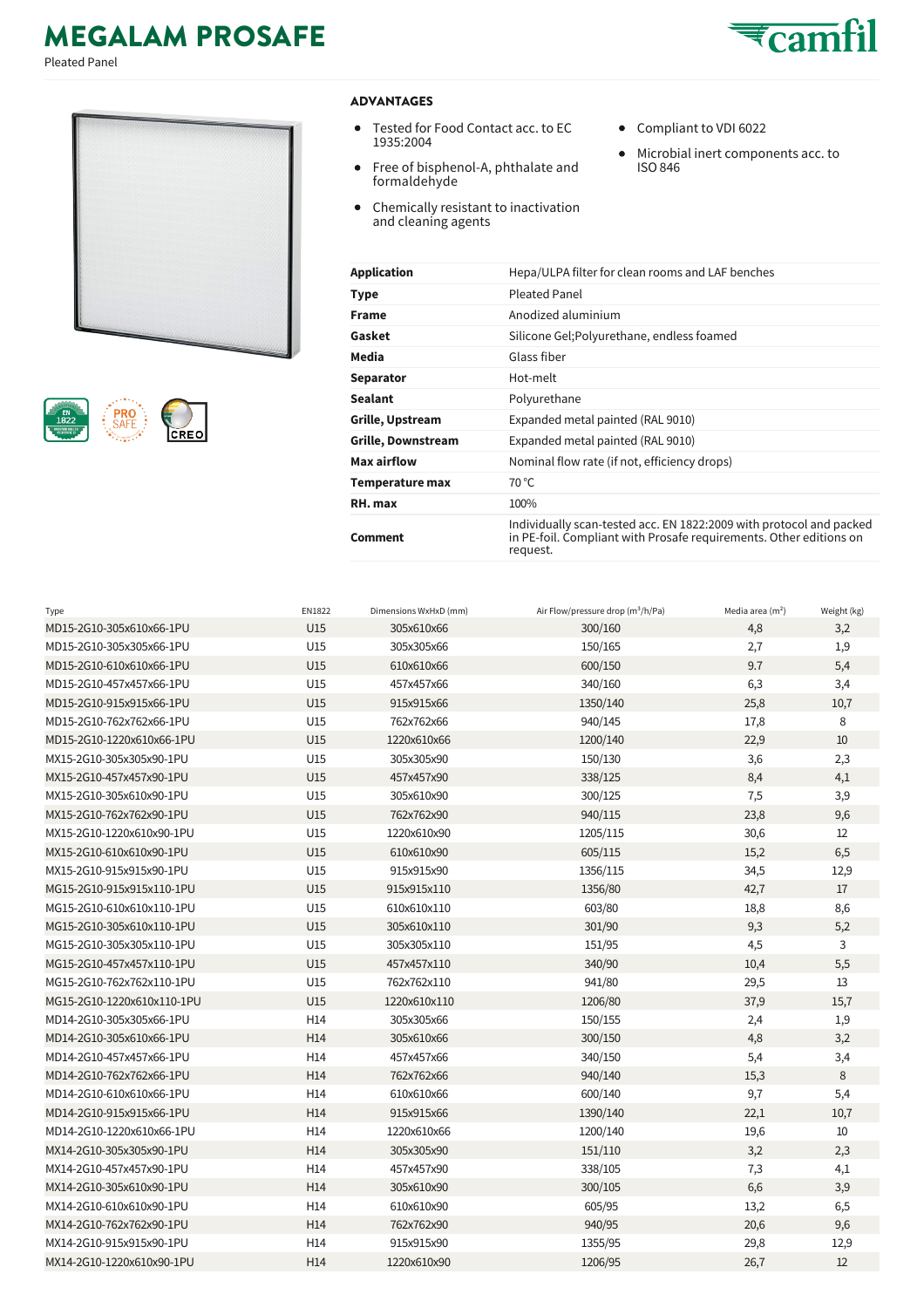# MEGALAM PROSAFE

Pleated Panel

## ADVANTAGES

- Tested for Food Contact acc. to EC 1935:2004
- Free of bisphenol-A, phthalate and formaldehyde
- Chemically resistant to inactivation and cleaning agents
- Compliant to VDI 6022
- Microbial inert components acc. to ISO 846

| | |
|---|---|
| **Application** | Hepa/ULPA filter for clean rooms and LAF benches |
| **Type** | Pleated Panel |
| **Frame** | Anodized aluminium |
| **Gasket** | Silicone Gel;Polyurethane, endless foamed |
| **Media** | Glass fiber |
| **Separator** | Hot-melt |
| **Sealant** | Polyurethane |
| **Grille, Upstream** | Expanded metal painted (RAL 9010) |
| **Grille, Downstream** | Expanded metal painted (RAL 9010) |
| **Max airflow** | Nominal flow rate (if not, efficiency drops) |
| **Temperature max** | 70 °C |
| **RH. max** | 100% |
| **Comment** | Individually scan-tested acc. EN 1822:2009 with protocol and packed in PE-foil. Compliant with Prosafe requirements. Other editions on request. |

| Type | EN1822 | Dimensions WxHxD (mm) | Air Flow/pressure drop ($m^3$/h/Pa) | Media area ($m^2$) | Weight (kg) |
|---|---|---|---|---|---|
| MD15-2G10-305x610x66-1PU | U15 | 305x610x66 | 300/160 | 4,8 | 3,2 |
| MD15-2G10-305x305x66-1PU | U15 | 305x305x66 | 150/165 | 2,7 | 1,9 |
| MD15-2G10-610x610x66-1PU | U15 | 610x610x66 | 600/150 | 9.7 | 5,4 |
| MD15-2G10-457x457x66-1PU | U15 | 457x457x66 | 340/160 | 6,3 | 3,4 |
| MD15-2G10-915x915x66-1PU | U15 | 915x915x66 | 1350/140 | 25,8 | 10,7 |
| MD15-2G10-762x762x66-1PU | U15 | 762x762x66 | 940/145 | 17,8 | 8 |
| MD15-2G10-1220x610x66-1PU | U15 | 1220x610x66 | 1200/140 | 22,9 | 10 |
| MX15-2G10-305x305x90-1PU | U15 | 305x305x90 | 150/130 | 3,6 | 2,3 |
| MX15-2G10-457x457x90-1PU | U15 | 457x457x90 | 338/125 | 8,4 | 4,1 |
| MX15-2G10-305x610x90-1PU | U15 | 305x610x90 | 300/125 | 7,5 | 3,9 |
| MX15-2G10-762x762x90-1PU | U15 | 762x762x90 | 940/115 | 23,8 | 9,6 |
| MX15-2G10-1220x610x90-1PU | U15 | 1220x610x90 | 1205/115 | 30,6 | 12 |
| MX15-2G10-610x610x90-1PU | U15 | 610x610x90 | 605/115 | 15,2 | 6,5 |
| MX15-2G10-915x915x90-1PU | U15 | 915x915x90 | 1356/115 | 34,5 | 12,9 |
| MG15-2G10-915x915x110-1PU | U15 | 915x915x110 | 1356/80 | 42,7 | 17 |
| MG15-2G10-610x610x110-1PU | U15 | 610x610x110 | 603/80 | 18,8 | 8,6 |
| MG15-2G10-305x610x110-1PU | U15 | 305x610x110 | 301/90 | 9,3 | 5,2 |
| MG15-2G10-305x305x110-1PU | U15 | 305x305x110 | 151/95 | 4,5 | 3 |
| MG15-2G10-457x457x110-1PU | U15 | 457x457x110 | 340/90 | 10,4 | 5,5 |
| MG15-2G10-762x762x110-1PU | U15 | 762x762x110 | 941/80 | 29,5 | 13 |
| MG15-2G10-1220x610x110-1PU | U15 | 1220x610x110 | 1206/80 | 37,9 | 15,7 |
| MD14-2G10-305x305x66-1PU | H14 | 305x305x66 | 150/155 | 2,4 | 1,9 |
| MD14-2G10-305x610x66-1PU | H14 | 305x610x66 | 300/150 | 4,8 | 3,2 |
| MD14-2G10-457x457x66-1PU | H14 | 457x457x66 | 340/150 | 5,4 | 3,4 |
| MD14-2G10-762x762x66-1PU | H14 | 762x762x66 | 940/140 | 15,3 | 8 |
| MD14-2G10-610x610x66-1PU | H14 | 610x610x66 | 600/140 | 9,7 | 5,4 |
| MD14-2G10-915x915x66-1PU | H14 | 915x915x66 | 1390/140 | 22,1 | 10,7 |
| MD14-2G10-1220x610x66-1PU | H14 | 1220x610x66 | 1200/140 | 19,6 | 10 |
| MX14-2G10-305x305x90-1PU | H14 | 305x305x90 | 151/110 | 3,2 | 2,3 |
| MX14-2G10-457x457x90-1PU | H14 | 457x457x90 | 338/105 | 7,3 | 4,1 |
| MX14-2G10-305x610x90-1PU | H14 | 305x610x90 | 300/105 | 6,6 | 3,9 |
| MX14-2G10-610x610x90-1PU | H14 | 610x610x90 | 605/95 | 13,2 | 6,5 |
| MX14-2G10-762x762x90-1PU | H14 | 762x762x90 | 940/95 | 20,6 | 9,6 |
| MX14-2G10-915x915x90-1PU | H14 | 915x915x90 | 1355/95 | 29,8 | 12,9 |
| MX14-2G10-1220x610x90-1PU | H14 | 1220x610x90 | 1206/95 | 26,7 | 12 |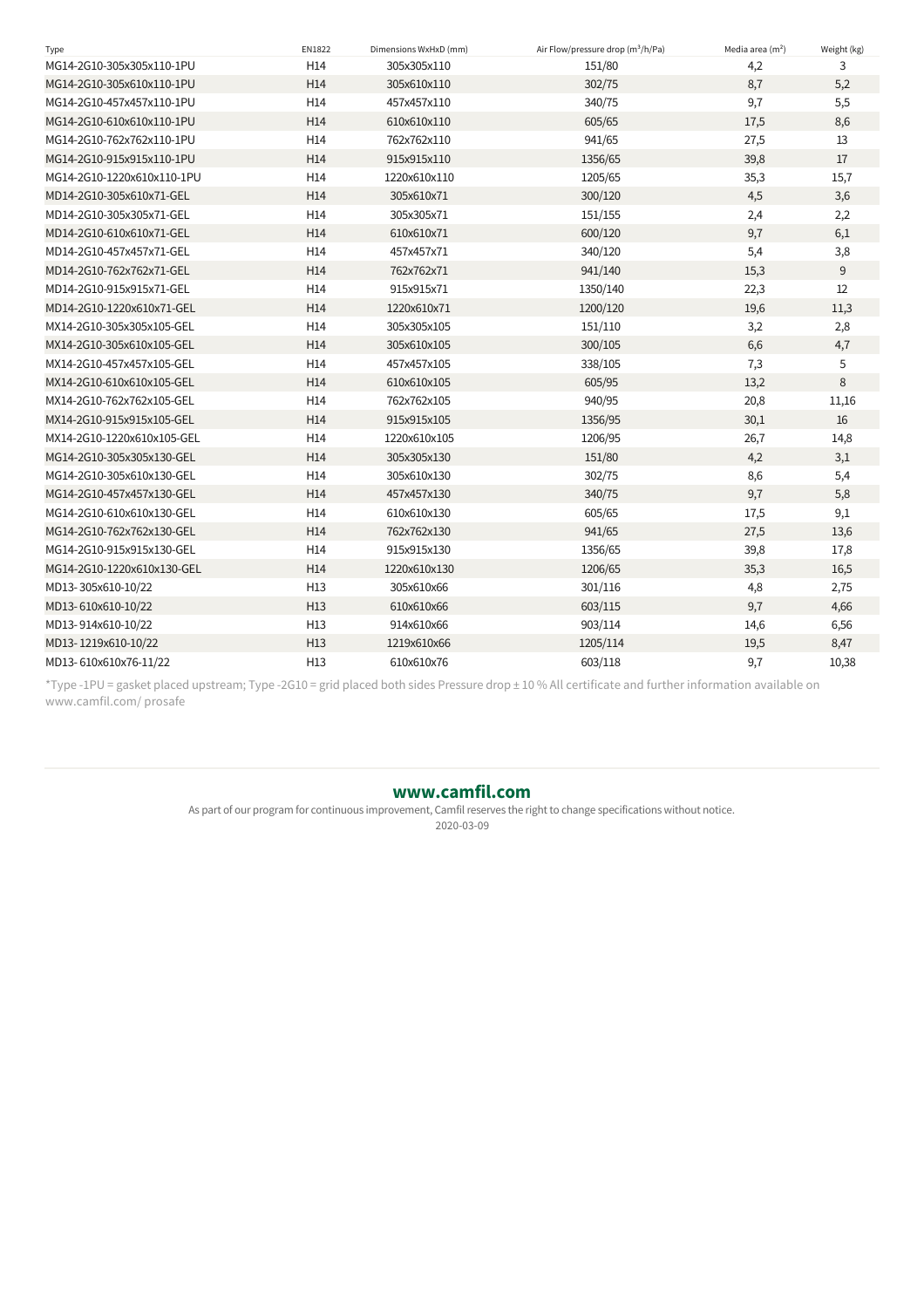| Type | EN1822 | Dimensions WxHxD (mm) | Air Flow/pressure drop ($m^3$/h/Pa) | Media area ($m^2$) | Weight (kg) |
|---|---|---|---|---|---|
| MG14-2G10-305x305x110-1PU | H14 | 305x305x110 | 151/80 | 4,2 | 3 |
| MG14-2G10-305x610x110-1PU | H14 | 305x610x110 | 302/75 | 8,7 | 5,2 |
| MG14-2G10-457x457x110-1PU | H14 | 457x457x110 | 340/75 | 9,7 | 5,5 |
| MG14-2G10-610x610x110-1PU | H14 | 610x610x110 | 605/65 | 17,5 | 8,6 |
| MG14-2G10-762x762x110-1PU | H14 | 762x762x110 | 941/65 | 27,5 | 13 |
| MG14-2G10-915x915x110-1PU | H14 | 915x915x110 | 1356/65 | 39,8 | 17 |
| MG14-2G10-1220x610x110-1PU | H14 | 1220x610x110 | 1205/65 | 35,3 | 15,7 |
| MD14-2G10-305x610x71-GEL | H14 | 305x610x71 | 300/120 | 4,5 | 3,6 |
| MD14-2G10-305x305x71-GEL | H14 | 305x305x71 | 151/155 | 2,4 | 2,2 |
| MD14-2G10-610x610x71-GEL | H14 | 610x610x71 | 600/120 | 9,7 | 6,1 |
| MD14-2G10-457x457x71-GEL | H14 | 457x457x71 | 340/120 | 5,4 | 3,8 |
| MD14-2G10-762x762x71-GEL | H14 | 762x762x71 | 941/140 | 15,3 | 9 |
| MD14-2G10-915x915x71-GEL | H14 | 915x915x71 | 1350/140 | 22,3 | 12 |
| MD14-2G10-1220x610x71-GEL | H14 | 1220x610x71 | 1200/120 | 19,6 | 11,3 |
| MX14-2G10-305x305x105-GEL | H14 | 305x305x105 | 151/110 | 3,2 | 2,8 |
| MX14-2G10-305x610x105-GEL | H14 | 305x610x105 | 300/105 | 6,6 | 4,7 |
| MX14-2G10-457x457x105-GEL | H14 | 457x457x105 | 338/105 | 7,3 | 5 |
| MX14-2G10-610x610x105-GEL | H14 | 610x610x105 | 605/95 | 13,2 | 8 |
| MX14-2G10-762x762x105-GEL | H14 | 762x762x105 | 940/95 | 20,8 | 11,16 |
| MX14-2G10-915x915x105-GEL | H14 | 915x915x105 | 1356/95 | 30,1 | 16 |
| MX14-2G10-1220x610x105-GEL | H14 | 1220x610x105 | 1206/95 | 26,7 | 14,8 |
| MG14-2G10-305x305x130-GEL | H14 | 305x305x130 | 151/80 | 4,2 | 3,1 |
| MG14-2G10-305x610x130-GEL | H14 | 305x610x130 | 302/75 | 8,6 | 5,4 |
| MG14-2G10-457x457x130-GEL | H14 | 457x457x130 | 340/75 | 9,7 | 5,8 |
| MG14-2G10-610x610x130-GEL | H14 | 610x610x130 | 605/65 | 17,5 | 9,1 |
| MG14-2G10-762x762x130-GEL | H14 | 762x762x130 | 941/65 | 27,5 | 13,6 |
| MG14-2G10-915x915x130-GEL | H14 | 915x915x130 | 1356/65 | 39,8 | 17,8 |
| MG14-2G10-1220x610x130-GEL | H14 | 1220x610x130 | 1206/65 | 35,3 | 16,5 |
| MD13- 305x610-10/22 | H13 | 305x610x66 | 301/116 | 4,8 | 2,75 |
| MD13- 610x610-10/22 | H13 | 610x610x66 | 603/115 | 9,7 | 4,66 |
| MD13- 914x610-10/22 | H13 | 914x610x66 | 903/114 | 14,6 | 6,56 |
| MD13- 1219x610-10/22 | H13 | 1219x610x66 | 1205/114 | 19,5 | 8,47 |
| MD13- 610x610x76-11/22 | H13 | 610x610x76 | 603/118 | 9,7 | 10,38 |

*Type -1PU = gasket placed upstream; Type -2G10 = grid placed both sides Pressure drop ± 10 % All certificate and further information available on www.camfil.com/ prosafe

**www.camfil.com**

As part of our program for continuous improvement, Camfil reserves the right to change specifications without notice.

2020-03-09